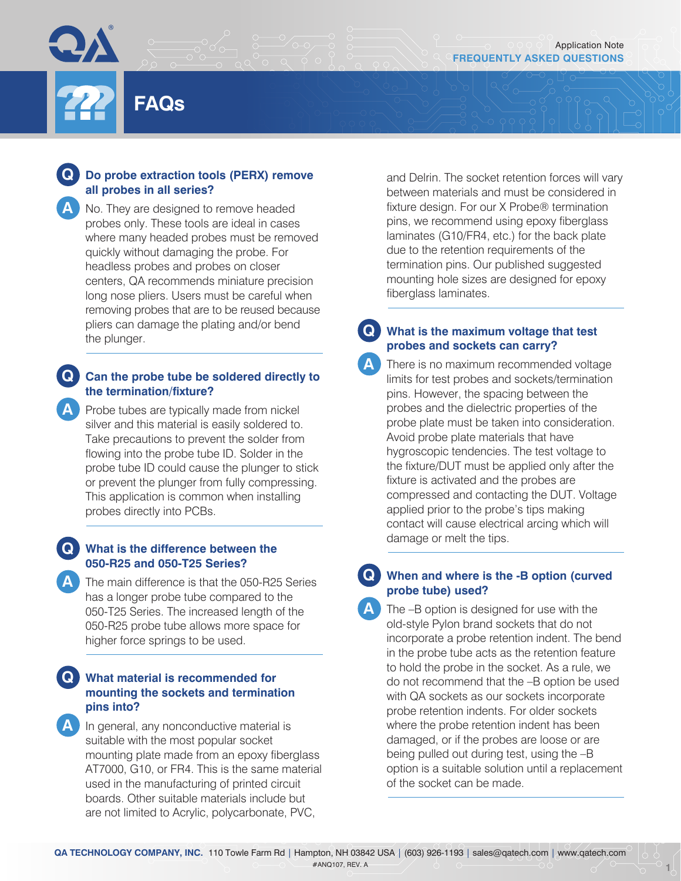Application Note
FREQUENTLY ASKED QUESTIONS

# FAQs

**Q: Do probe extraction tools (PERX) remove all probes in all series?**

**A:** No. They are designed to remove headed probes only. These tools are ideal in cases where many headed probes must be removed quickly without damaging the probe. For headless probes and probes on closer centers, QA recommends miniature precision long nose pliers. Users must be careful when removing probes that are to be reused because pliers can damage the plating and/or bend the plunger.

**Q: Can the probe tube be soldered directly to the termination/fixture?**

**A:** Probe tubes are typically made from nickel silver and this material is easily soldered to. Take precautions to prevent the solder from flowing into the probe tube ID. Solder in the probe tube ID could cause the plunger to stick or prevent the plunger from fully compressing. This application is common when installing probes directly into PCBs.

**Q: What is the difference between the 050-R25 and 050-T25 Series?**

**A:** The main difference is that the 050-R25 Series has a longer probe tube compared to the 050-T25 Series. The increased length of the 050-R25 probe tube allows more space for higher force springs to be used.

**Q: What material is recommended for mounting the sockets and termination pins into?**

**A:** In general, any nonconductive material is suitable with the most popular socket mounting plate made from an epoxy fiberglass AT7000, G10, or FR4. This is the same material used in the manufacturing of printed circuit boards. Other suitable materials include but are not limited to Acrylic, polycarbonate, PVC, and Delrin. The socket retention forces will vary between materials and must be considered in fixture design. For our X Probe® termination pins, we recommend using epoxy fiberglass laminates (G10/FR4, etc.) for the back plate due to the retention requirements of the termination pins. Our published suggested mounting hole sizes are designed for epoxy fiberglass laminates.

**Q: What is the maximum voltage that test probes and sockets can carry?**

**A:** There is no maximum recommended voltage limits for test probes and sockets/termination pins. However, the spacing between the probes and the dielectric properties of the probe plate must be taken into consideration. Avoid probe plate materials that have hygroscopic tendencies. The test voltage to the fixture/DUT must be applied only after the fixture is activated and the probes are compressed and contacting the DUT. Voltage applied prior to the probe's tips making contact will cause electrical arcing which will damage or melt the tips.

**Q: When and where is the -B option (curved probe tube) used?**

**A:** The –B option is designed for use with the old-style Pylon brand sockets that do not incorporate a probe retention indent. The bend in the probe tube acts as the retention feature to hold the probe in the socket. As a rule, we do not recommend that the –B option be used with QA sockets as our sockets incorporate probe retention indents. For older sockets where the probe retention indent has been damaged, or if the probes are loose or are being pulled out during test, using the –B option is a suitable solution until a replacement of the socket can be made.

**QA TECHNOLOGY COMPANY, INC.** 110 Towle Farm Rd | Hampton, NH 03842 USA | (603) 926-1193 | sales@qatech.com | www.qatech.com
#ANQ107, REV. A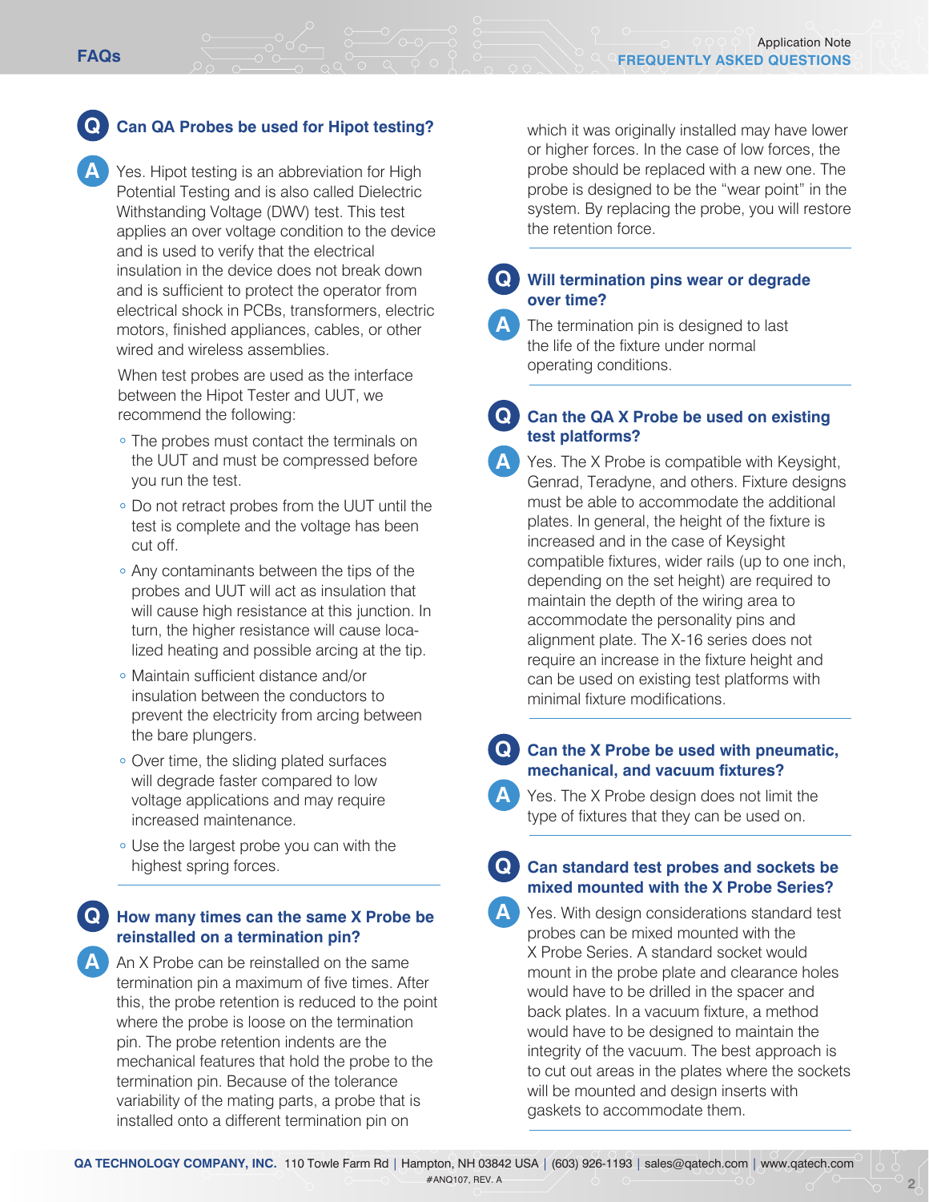## Can QA Probes be used for Hipot testing?

Yes. Hipot testing is an abbreviation for High Potential Testing and is also called Dielectric Withstanding Voltage (DWV) test. This test applies an over voltage condition to the device and is used to verify that the electrical insulation in the device does not break down and is sufficient to protect the operator from electrical shock in PCBs, transformers, electric motors, finished appliances, cables, or other wired and wireless assemblies.

When test probes are used as the interface between the Hipot Tester and UUT, we recommend the following:

- The probes must contact the terminals on the UUT and must be compressed before you run the test.
- Do not retract probes from the UUT until the test is complete and the voltage has been cut off.
- Any contaminants between the tips of the probes and UUT will act as insulation that will cause high resistance at this junction. In turn, the higher resistance will cause localized heating and possible arcing at the tip.
- Maintain sufficient distance and/or insulation between the conductors to prevent the electricity from arcing between the bare plungers.
- Over time, the sliding plated surfaces will degrade faster compared to low voltage applications and may require increased maintenance.
- Use the largest probe you can with the highest spring forces.

## How many times can the same X Probe be reinstalled on a termination pin?

An X Probe can be reinstalled on the same termination pin a maximum of five times. After this, the probe retention is reduced to the point where the probe is loose on the termination pin. The probe retention indents are the mechanical features that hold the probe to the termination pin. Because of the tolerance variability of the mating parts, a probe that is installed onto a different termination pin on which it was originally installed may have lower or higher forces. In the case of low forces, the probe should be replaced with a new one. The probe is designed to be the "wear point" in the system. By replacing the probe, you will restore the retention force.

## Will termination pins wear or degrade over time?

The termination pin is designed to last the life of the fixture under normal operating conditions.

## Can the QA X Probe be used on existing test platforms?

Yes. The X Probe is compatible with Keysight, Genrad, Teradyne, and others. Fixture designs must be able to accommodate the additional plates. In general, the height of the fixture is increased and in the case of Keysight compatible fixtures, wider rails (up to one inch, depending on the set height) are required to maintain the depth of the wiring area to accommodate the personality pins and alignment plate. The X-16 series does not require an increase in the fixture height and can be used on existing test platforms with minimal fixture modifications.

## Can the X Probe be used with pneumatic, mechanical, and vacuum fixtures?

Yes. The X Probe design does not limit the type of fixtures that they can be used on.

## Can standard test probes and sockets be mixed mounted with the X Probe Series?

Yes. With design considerations standard test probes can be mixed mounted with the X Probe Series. A standard socket would mount in the probe plate and clearance holes would have to be drilled in the spacer and back plates. In a vacuum fixture, a method would have to be designed to maintain the integrity of the vacuum. The best approach is to cut out areas in the plates where the sockets will be mounted and design inserts with gaskets to accommodate them.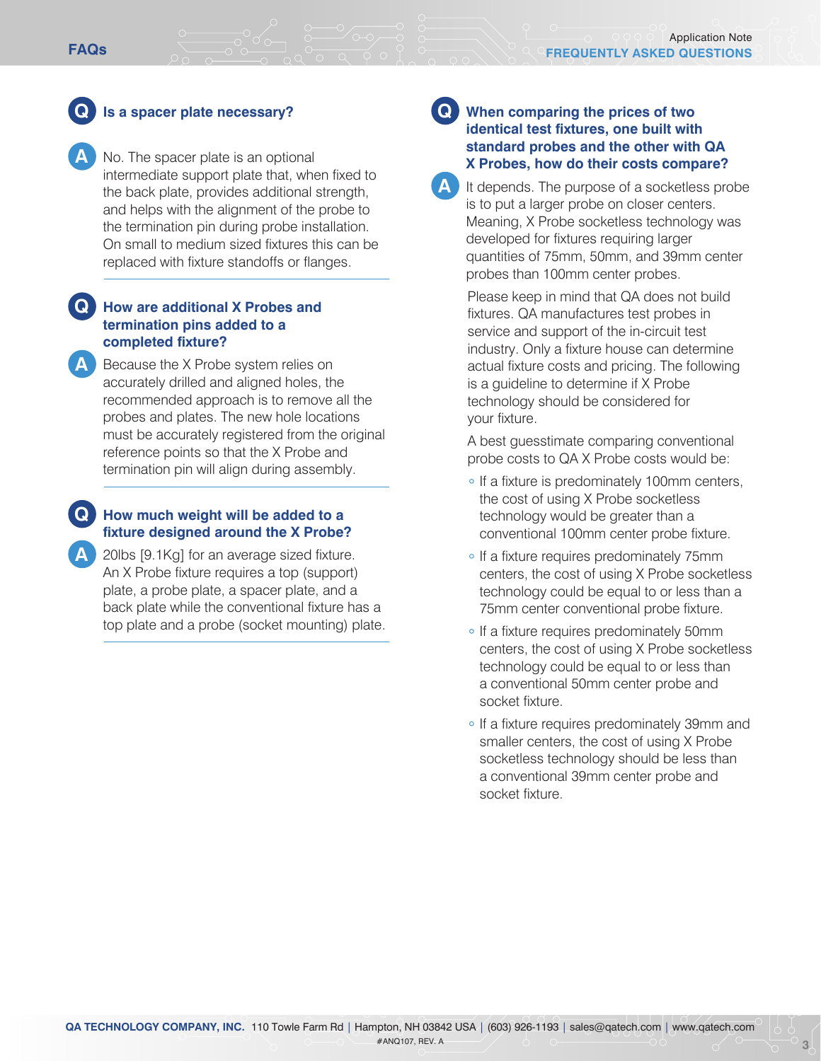**Q: Is a spacer plate necessary?**

**A:** No. The spacer plate is an optional intermediate support plate that, when fixed to the back plate, provides additional strength, and helps with the alignment of the probe to the termination pin during probe installation. On small to medium sized fixtures this can be replaced with fixture standoffs or flanges.

**Q: How are additional X Probes and termination pins added to a completed fixture?**

**A:** Because the X Probe system relies on accurately drilled and aligned holes, the recommended approach is to remove all the probes and plates. The new hole locations must be accurately registered from the original reference points so that the X Probe and termination pin will align during assembly.

**Q: How much weight will be added to a fixture designed around the X Probe?**

**A:** 20lbs [9.1Kg] for an average sized fixture. An X Probe fixture requires a top (support) plate, a probe plate, a spacer plate, and a back plate while the conventional fixture has a top plate and a probe (socket mounting) plate.

**Q: When comparing the prices of two identical test fixtures, one built with standard probes and the other with QA X Probes, how do their costs compare?**

**A:** It depends. The purpose of a socketless probe is to put a larger probe on closer centers. Meaning, X Probe socketless technology was developed for fixtures requiring larger quantities of 75mm, 50mm, and 39mm center probes than 100mm center probes.

Please keep in mind that QA does not build fixtures. QA manufactures test probes in service and support of the in-circuit test industry. Only a fixture house can determine actual fixture costs and pricing. The following is a guideline to determine if X Probe technology should be considered for your fixture.

A best guesstimate comparing conventional probe costs to QA X Probe costs would be:

- If a fixture is predominately 100mm centers, the cost of using X Probe socketless technology would be greater than a conventional 100mm center probe fixture.
- If a fixture requires predominately 75mm centers, the cost of using X Probe socketless technology could be equal to or less than a 75mm center conventional probe fixture.
- If a fixture requires predominately 50mm centers, the cost of using X Probe socketless technology could be equal to or less than a conventional 50mm center probe and socket fixture.
- If a fixture requires predominately 39mm and smaller centers, the cost of using X Probe socketless technology should be less than a conventional 39mm center probe and socket fixture.